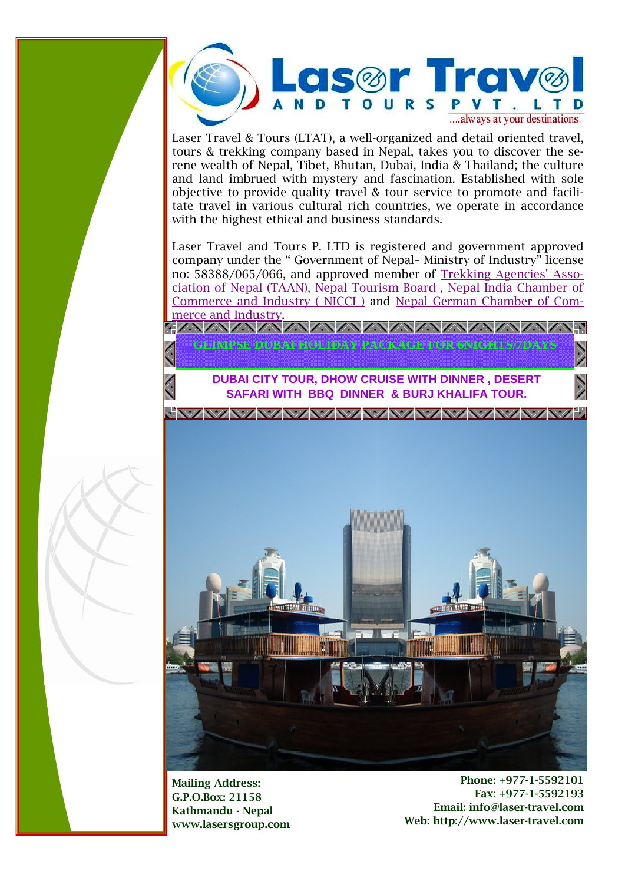# Laser Travel AND TOURS PVT. LTD

....always at your destinations.

Laser Travel & Tours (LTAT), a well-organized and detail oriented travel, tours & trekking company based in Nepal, takes you to discover the serene wealth of Nepal, Tibet, Bhutan, Dubai, India & Thailand; the culture and land imbrued with mystery and fascination. Established with sole objective to provide quality travel & tour service to promote and facilitate travel in various cultural rich countries, we operate in accordance with the highest ethical and business standards.

Laser Travel and Tours P. LTD is registered and government approved company under the " Government of Nepal– Ministry of Industry" license no: 58388/065/066, and approved member of Trekking Agencies' Association of Nepal (TAAN), Nepal Tourism Board , Nepal India Chamber of Commerce and Industry ( NICCI ) and Nepal German Chamber of Commerce and Industry.

## GLIMPSE DUBAI HOLIDAY PACKAGE FOR 6NIGHTS/7DAYS

**DUBAI CITY TOUR, DHOW CRUISE WITH DINNER , DESERT SAFARI WITH BBQ DINNER & BURJ KHALIFA TOUR.**

**Mailing Address:**
**G.P.O.Box: 21158**
**Kathmandu - Nepal**
**www.lasersgroup.com**

**Phone: +977-1-5592101**
**Fax: +977-1-5592193**
**Email: info@laser-travel.com**
**Web: http://www.laser-travel.com**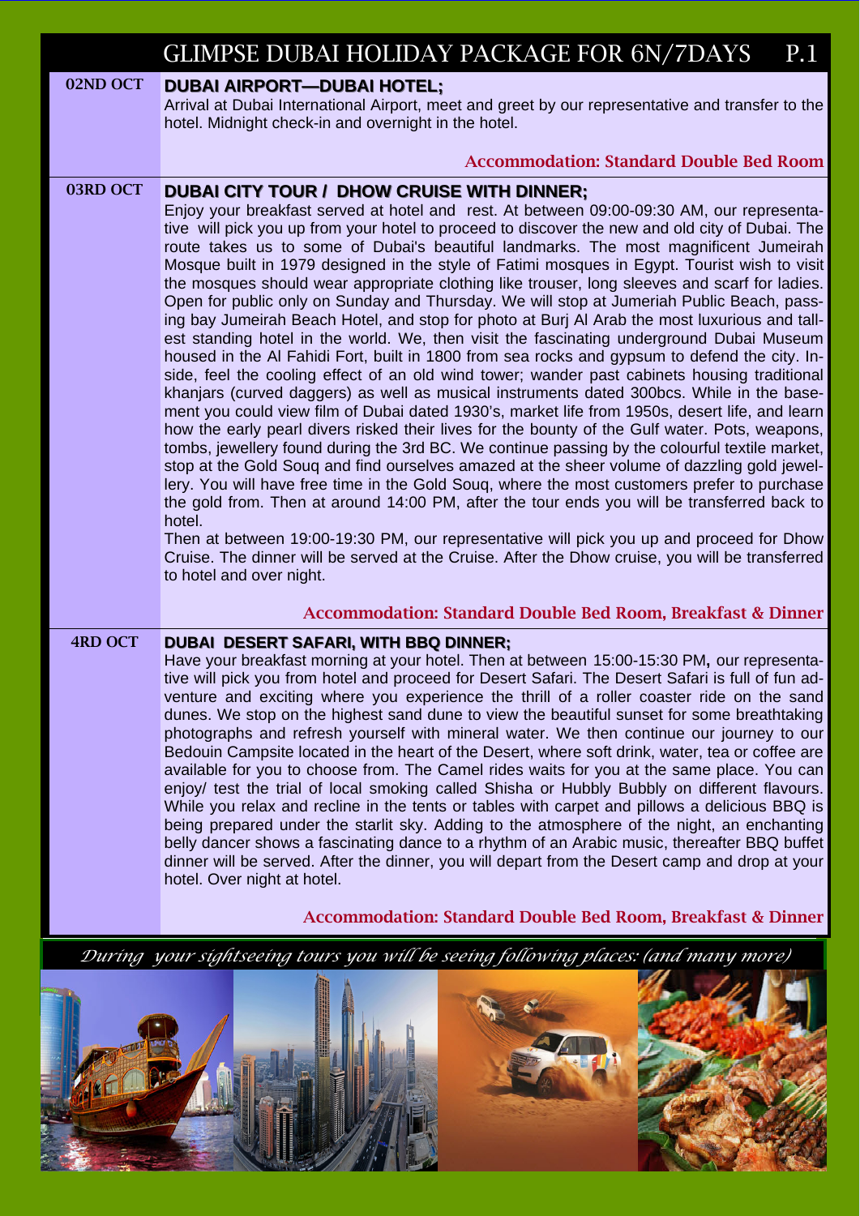# GLIMPSE DUBAI HOLIDAY PACKAGE FOR 6N/7DAYS P.1

## 02ND OCT

**DUBAI AIRPORT—DUBAI HOTEL;**

Arrival at Dubai International Airport, meet and greet by our representative and transfer to the hotel. Midnight check-in and overnight in the hotel.

**Accommodation: Standard Double Bed Room**

## 03RD OCT

**DUBAI CITY TOUR / DHOW CRUISE WITH DINNER;**

Enjoy your breakfast served at hotel and rest. At between 09:00-09:30 AM, our representative will pick you up from your hotel to proceed to discover the new and old city of Dubai. The route takes us to some of Dubai's beautiful landmarks. The most magnificent Jumeirah Mosque built in 1979 designed in the style of Fatimi mosques in Egypt. Tourist wish to visit the mosques should wear appropriate clothing like trouser, long sleeves and scarf for ladies. Open for public only on Sunday and Thursday. We will stop at Jumeriah Public Beach, passing bay Jumeirah Beach Hotel, and stop for photo at Burj Al Arab the most luxurious and tallest standing hotel in the world. We, then visit the fascinating underground Dubai Museum housed in the Al Fahidi Fort, built in 1800 from sea rocks and gypsum to defend the city. Inside, feel the cooling effect of an old wind tower; wander past cabinets housing traditional khanjars (curved daggers) as well as musical instruments dated 300bcs. While in the basement you could view film of Dubai dated 1930's, market life from 1950s, desert life, and learn how the early pearl divers risked their lives for the bounty of the Gulf water. Pots, weapons, tombs, jewellery found during the 3rd BC. We continue passing by the colourful textile market, stop at the Gold Souq and find ourselves amazed at the sheer volume of dazzling gold jewellery. You will have free time in the Gold Souq, where the most customers prefer to purchase the gold from. Then at around 14:00 PM, after the tour ends you will be transferred back to hotel.

Then at between 19:00-19:30 PM, our representative will pick you up and proceed for Dhow Cruise. The dinner will be served at the Cruise. After the Dhow cruise, you will be transferred to hotel and over night.

**Accommodation: Standard Double Bed Room, Breakfast & Dinner**

## 4RD OCT

**DUBAI DESERT SAFARI, WITH BBQ DINNER;**

Have your breakfast morning at your hotel. Then at between 15:00-15:30 PM, our representative will pick you from hotel and proceed for Desert Safari. The Desert Safari is full of fun adventure and exciting where you experience the thrill of a roller coaster ride on the sand dunes. We stop on the highest sand dune to view the beautiful sunset for some breathtaking photographs and refresh yourself with mineral water. We then continue our journey to our Bedouin Campsite located in the heart of the Desert, where soft drink, water, tea or coffee are available for you to choose from. The Camel rides waits for you at the same place. You can enjoy/ test the trial of local smoking called Shisha or Hubbly Bubbly on different flavours. While you relax and recline in the tents or tables with carpet and pillows a delicious BBQ is being prepared under the starlit sky. Adding to the atmosphere of the night, an enchanting belly dancer shows a fascinating dance to a rhythm of an Arabic music, thereafter BBQ buffet dinner will be served. After the dinner, you will depart from the Desert camp and drop at your hotel. Over night at hotel.

**Accommodation: Standard Double Bed Room, Breakfast & Dinner**

*During your sightseeing tours you will be seeing following places: (and many more)*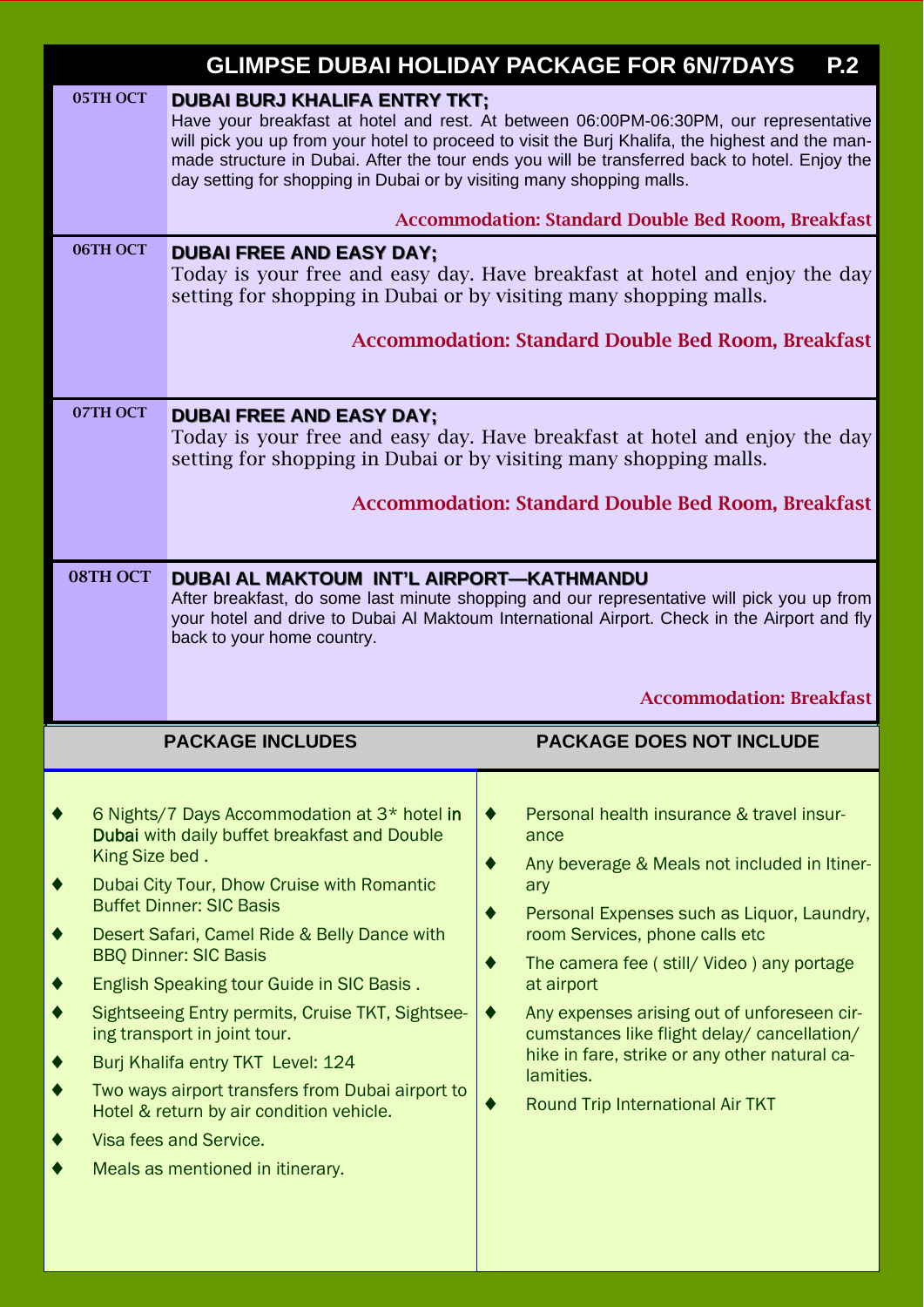## GLIMPSE DUBAI HOLIDAY PACKAGE FOR 6N/7DAYS P.2

**05TH OCT**

**DUBAI BURJ KHALIFA ENTRY TKT;**

Have your breakfast at hotel and rest. At between 06:00PM-06:30PM, our representative will pick you up from your hotel to proceed to visit the Burj Khalifa, the highest and the man-made structure in Dubai. After the tour ends you will be transferred back to hotel. Enjoy the day setting for shopping in Dubai or by visiting many shopping malls.

**Accommodation: Standard Double Bed Room, Breakfast**

**06TH OCT**

**DUBAI FREE AND EASY DAY;**

Today is your free and easy day. Have breakfast at hotel and enjoy the day setting for shopping in Dubai or by visiting many shopping malls.

**Accommodation: Standard Double Bed Room, Breakfast**

**07TH OCT**

**DUBAI FREE AND EASY DAY;**

Today is your free and easy day. Have breakfast at hotel and enjoy the day setting for shopping in Dubai or by visiting many shopping malls.

**Accommodation: Standard Double Bed Room, Breakfast**

**08TH OCT**

**DUBAI AL MAKTOUM INT'L AIRPORT—KATHMANDU**

After breakfast, do some last minute shopping and our representative will pick you up from your hotel and drive to Dubai Al Maktoum International Airport. Check in the Airport and fly back to your home country.

**Accommodation: Breakfast**

### PACKAGE INCLUDES

- 6 Nights/7 Days Accommodation at 3* hotel in Dubai with daily buffet breakfast and Double King Size bed .
- Dubai City Tour, Dhow Cruise with Romantic Buffet Dinner: SIC Basis
- Desert Safari, Camel Ride & Belly Dance with BBQ Dinner: SIC Basis
- English Speaking tour Guide in SIC Basis .
- Sightseeing Entry permits, Cruise TKT, Sightseeing transport in joint tour.
- Burj Khalifa entry TKT Level: 124
- Two ways airport transfers from Dubai airport to Hotel & return by air condition vehicle.
- Visa fees and Service.
- Meals as mentioned in itinerary.

### PACKAGE DOES NOT INCLUDE

- Personal health insurance & travel insurance
- Any beverage & Meals not included in Itinerary
- Personal Expenses such as Liquor, Laundry, room Services, phone calls etc
- The camera fee ( still/ Video ) any portage at airport
- Any expenses arising out of unforeseen circumstances like flight delay/ cancellation/ hike in fare, strike or any other natural calamities.
- Round Trip International Air TKT